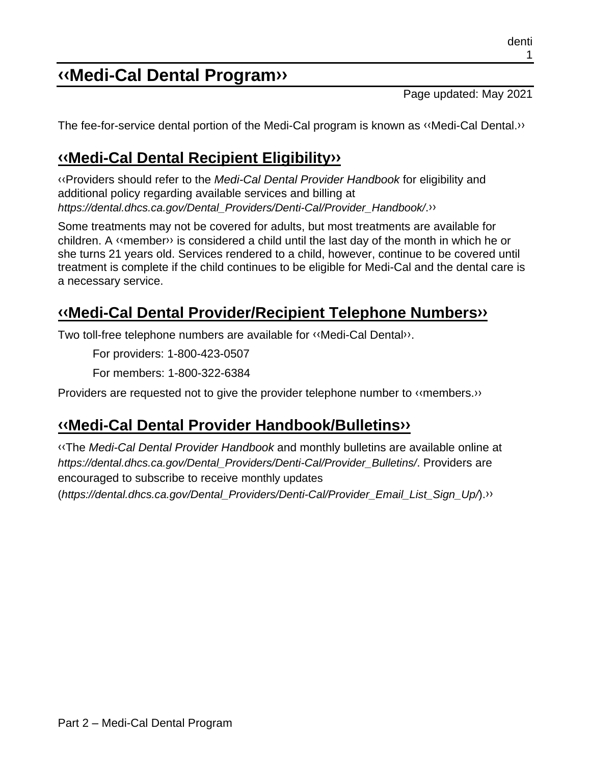# ‹‹Medi-Cal Dental Program››

Page updated: May 2021

The fee-for-service dental portion of the Medi-Cal program is known as ‹‹Medi-Cal Dental.››

## ‹‹Medi-Cal Dental Recipient Eligibility››

‹‹Providers should refer to the *Medi-Cal Dental Provider Handbook* for eligibility and additional policy regarding available services and billing at *https://dental.dhcs.ca.gov/Dental_Providers/Denti-Cal/Provider_Handbook/*.››

Some treatments may not be covered for adults, but most treatments are available for children. A ‹‹member›› is considered a child until the last day of the month in which he or she turns 21 years old. Services rendered to a child, however, continue to be covered until treatment is complete if the child continues to be eligible for Medi-Cal and the dental care is a necessary service.

## ‹‹Medi-Cal Dental Provider/Recipient Telephone Numbers››

Two toll-free telephone numbers are available for ‹‹Medi-Cal Dental››.

For providers: 1-800-423-0507

For members: 1-800-322-6384

Providers are requested not to give the provider telephone number to ‹‹members.››

## ‹‹Medi-Cal Dental Provider Handbook/Bulletins››

‹‹The *Medi-Cal Dental Provider Handbook* and monthly bulletins are available online at *https://dental.dhcs.ca.gov/Dental_Providers/Denti-Cal/Provider_Bulletins/*. Providers are encouraged to subscribe to receive monthly updates (*https://dental.dhcs.ca.gov/Dental_Providers/Denti-Cal/Provider_Email_List_Sign_Up/*).››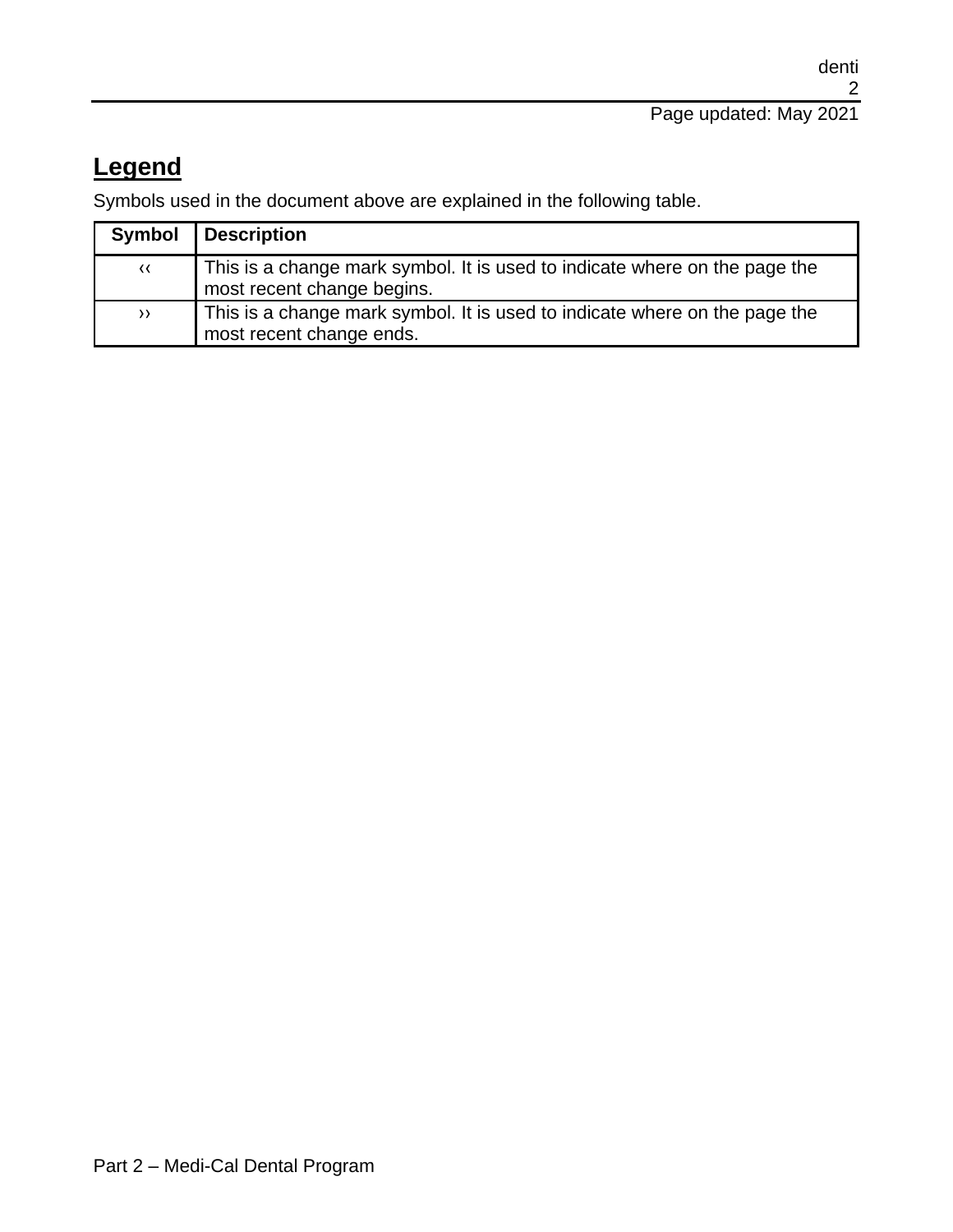## Legend

Symbols used in the document above are explained in the following table.

| Symbol | Description |
| --- | --- |
| ‹‹ | This is a change mark symbol. It is used to indicate where on the page the most recent change begins. |
| ›› | This is a change mark symbol. It is used to indicate where on the page the most recent change ends. |